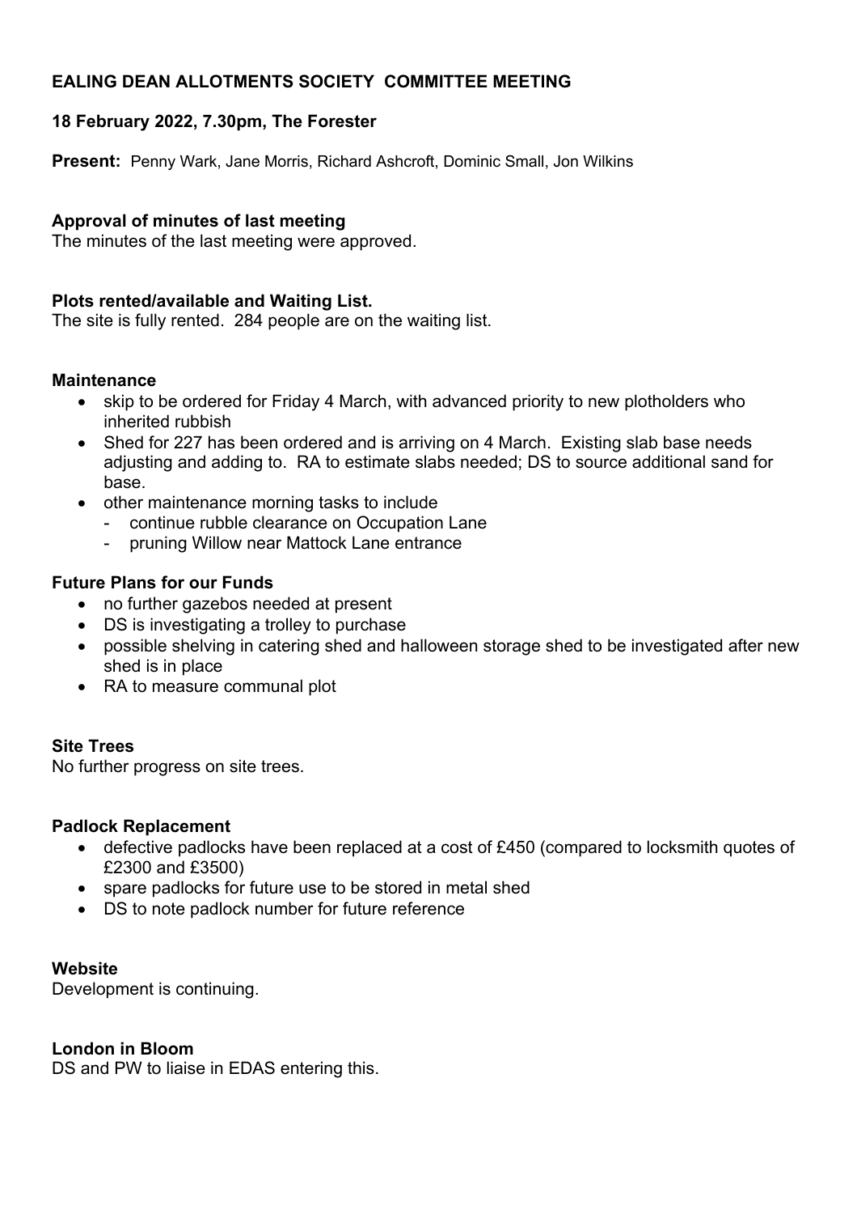# EALING DEAN ALLOTMENTS SOCIETY COMMITTEE MEETING

## 18 February 2022, 7.30pm, The Forester

**Present:** Penny Wark, Jane Morris, Richard Ashcroft, Dominic Small, Jon Wilkins

### Approval of minutes of last meeting

The minutes of the last meeting were approved.

### Plots rented/available and Waiting List.

The site is fully rented. 284 people are on the waiting list.

### Maintenance

- skip to be ordered for Friday 4 March, with advanced priority to new plotholders who inherited rubbish
- Shed for 227 has been ordered and is arriving on 4 March. Existing slab base needs adjusting and adding to. RA to estimate slabs needed; DS to source additional sand for base.
- other maintenance morning tasks to include
  - continue rubble clearance on Occupation Lane
  - pruning Willow near Mattock Lane entrance

### Future Plans for our Funds

- no further gazebos needed at present
- DS is investigating a trolley to purchase
- possible shelving in catering shed and halloween storage shed to be investigated after new shed is in place
- RA to measure communal plot

### Site Trees

No further progress on site trees.

### Padlock Replacement

- defective padlocks have been replaced at a cost of £450 (compared to locksmith quotes of £2300 and £3500)
- spare padlocks for future use to be stored in metal shed
- DS to note padlock number for future reference

### Website

Development is continuing.

### London in Bloom

DS and PW to liaise in EDAS entering this.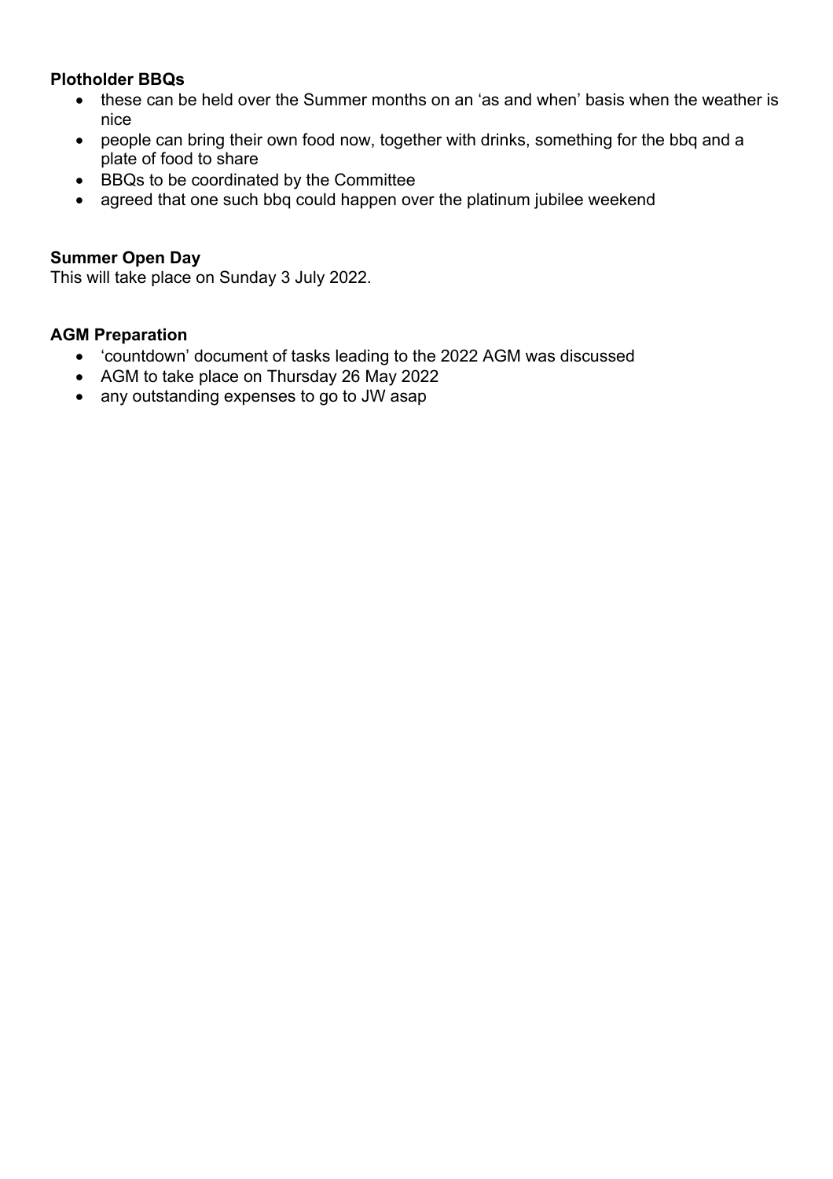**Plotholder BBQs**

- these can be held over the Summer months on an 'as and when' basis when the weather is nice
- people can bring their own food now, together with drinks, something for the bbq and a plate of food to share
- BBQs to be coordinated by the Committee
- agreed that one such bbq could happen over the platinum jubilee weekend

**Summer Open Day**

This will take place on Sunday 3 July 2022.

**AGM Preparation**

- 'countdown' document of tasks leading to the 2022 AGM was discussed
- AGM to take place on Thursday 26 May 2022
- any outstanding expenses to go to JW asap